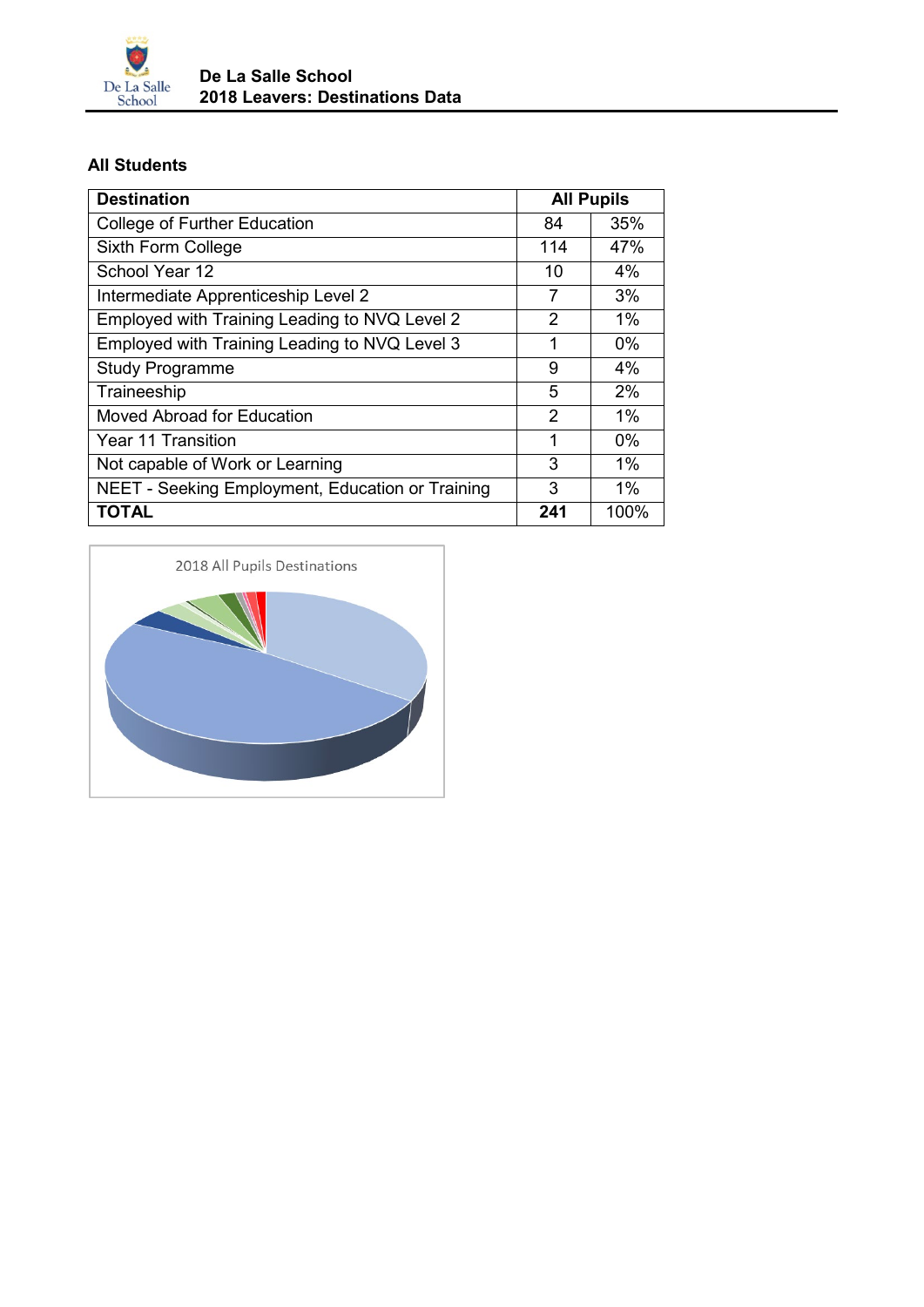# De La Salle School
## 2018 Leavers: Destinations Data

### All Students

| Destination | All Pupils | |
|---|---|---|
| College of Further Education | 84 | 35% |
| Sixth Form College | 114 | 47% |
| School Year 12 | 10 | 4% |
| Intermediate Apprenticeship Level 2 | 7 | 3% |
| Employed with Training Leading to NVQ Level 2 | 2 | 1% |
| Employed with Training Leading to NVQ Level 3 | 1 | 0% |
| Study Programme | 9 | 4% |
| Traineeship | 5 | 2% |
| Moved Abroad for Education | 2 | 1% |
| Year 11 Transition | 1 | 0% |
| Not capable of Work or Learning | 3 | 1% |
| NEET - Seeking Employment, Education or Training | 3 | 1% |
| **TOTAL** | **241** | 100% |

2018 All Pupils Destinations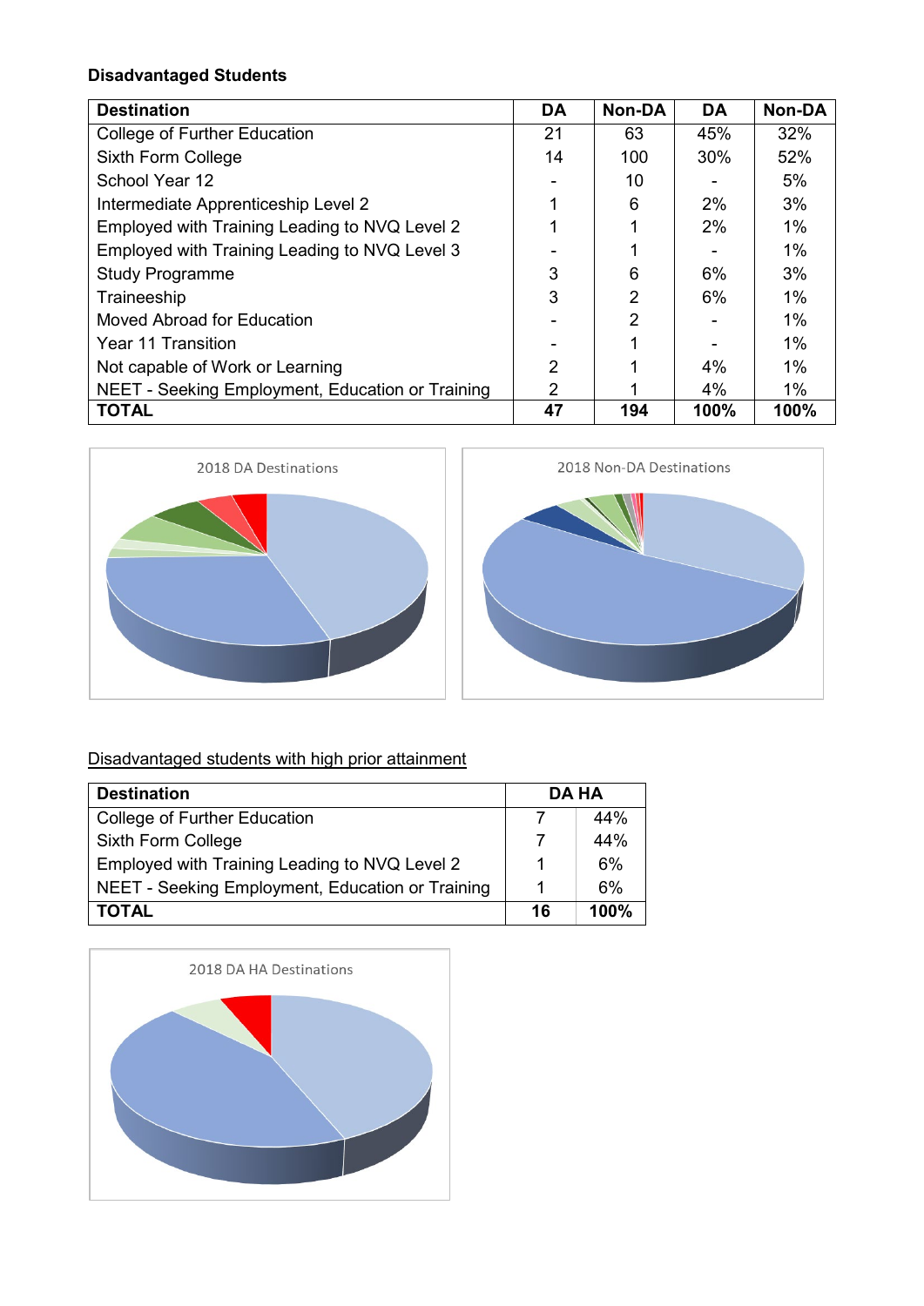**Disadvantaged Students**

| Destination | DA | Non-DA | DA | Non-DA |
|---|---|---|---|---|
| College of Further Education | 21 | 63 | 45% | 32% |
| Sixth Form College | 14 | 100 | 30% | 52% |
| School Year 12 | - | 10 | - | 5% |
| Intermediate Apprenticeship Level 2 | 1 | 6 | 2% | 3% |
| Employed with Training Leading to NVQ Level 2 | 1 | 1 | 2% | 1% |
| Employed with Training Leading to NVQ Level 3 | - | 1 | - | 1% |
| Study Programme | 3 | 6 | 6% | 3% |
| Traineeship | 3 | 2 | 6% | 1% |
| Moved Abroad for Education | - | 2 | - | 1% |
| Year 11 Transition | - | 1 | - | 1% |
| Not capable of Work or Learning | 2 | 1 | 4% | 1% |
| NEET - Seeking Employment, Education or Training | 2 | 1 | 4% | 1% |
| **TOTAL** | **47** | **194** | **100%** | **100%** |

2018 DA Destinations

2018 Non-DA Destinations

Disadvantaged students with high prior attainment

| Destination | DA HA | |
|---|---|---|
| College of Further Education | 7 | 44% |
| Sixth Form College | 7 | 44% |
| Employed with Training Leading to NVQ Level 2 | 1 | 6% |
| NEET - Seeking Employment, Education or Training | 1 | 6% |
| **TOTAL** | **16** | **100%** |

2018 DA HA Destinations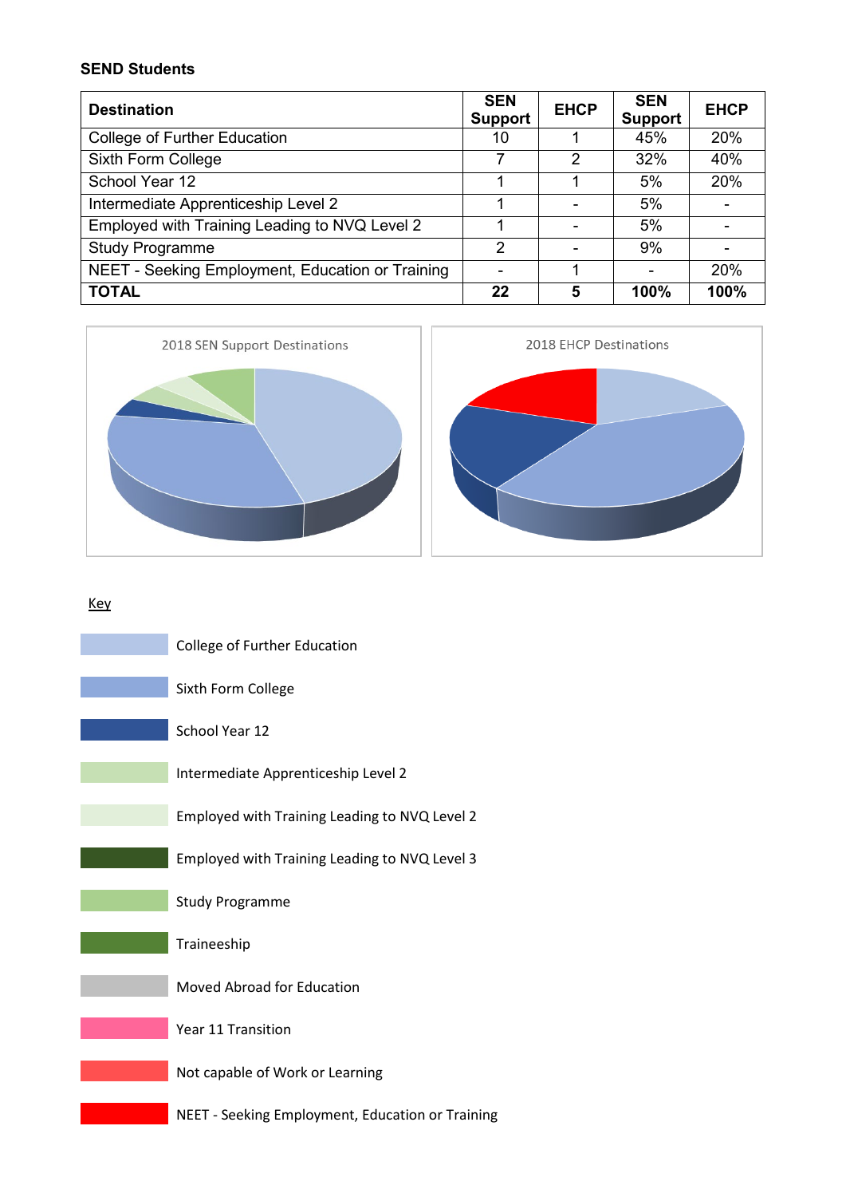**SEND Students**

| Destination | SEN Support | EHCP | SEN Support | EHCP |
|---|---|---|---|---|
| College of Further Education | 10 | 1 | 45% | 20% |
| Sixth Form College | 7 | 2 | 32% | 40% |
| School Year 12 | 1 | 1 | 5% | 20% |
| Intermediate Apprenticeship Level 2 | 1 | - | 5% | - |
| Employed with Training Leading to NVQ Level 2 | 1 | - | 5% | - |
| Study Programme | 2 | - | 9% | - |
| NEET - Seeking Employment, Education or Training | - | 1 | - | 20% |
| **TOTAL** | **22** | **5** | **100%** | **100%** |

2018 SEN Support Destinations

2018 EHCP Destinations

Key

College of Further Education

Sixth Form College

School Year 12

Intermediate Apprenticeship Level 2

Employed with Training Leading to NVQ Level 2

Employed with Training Leading to NVQ Level 3

Study Programme

Traineeship

Moved Abroad for Education

Year 11 Transition

Not capable of Work or Learning

NEET - Seeking Employment, Education or Training